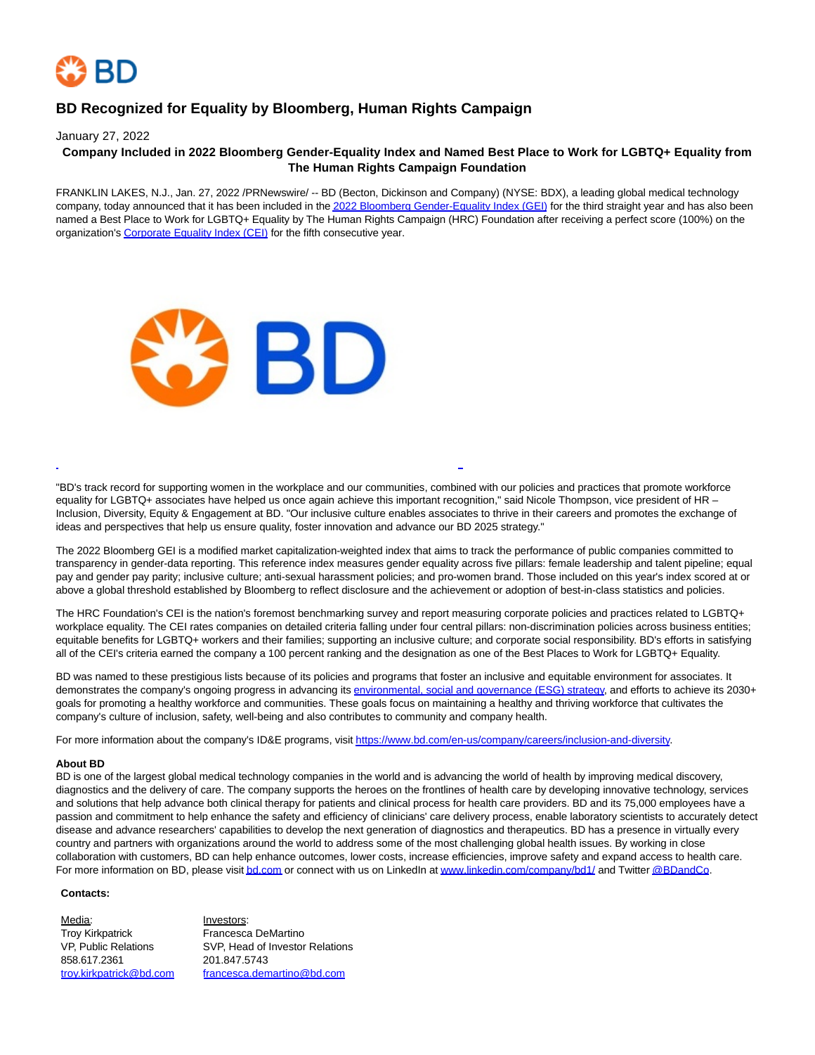# BD Recognized for Equality by Bloomberg, Human Rights Campaign

January 27, 2022

**Company Included in 2022 Bloomberg Gender-Equality Index and Named Best Place to Work for LGBTQ+ Equality from The Human Rights Campaign Foundation**

FRANKLIN LAKES, N.J., Jan. 27, 2022 /PRNewswire/ -- BD (Becton, Dickinson and Company) (NYSE: BDX), a leading global medical technology company, today announced that it has been included in the 2022 Bloomberg Gender-Equality Index (GEI) for the third straight year and has also been named a Best Place to Work for LGBTQ+ Equality by The Human Rights Campaign (HRC) Foundation after receiving a perfect score (100%) on the organization's Corporate Equality Index (CEI) for the fifth consecutive year.

"BD's track record for supporting women in the workplace and our communities, combined with our policies and practices that promote workforce equality for LGBTQ+ associates have helped us once again achieve this important recognition," said Nicole Thompson, vice president of HR – Inclusion, Diversity, Equity & Engagement at BD. "Our inclusive culture enables associates to thrive in their careers and promotes the exchange of ideas and perspectives that help us ensure quality, foster innovation and advance our BD 2025 strategy."

The 2022 Bloomberg GEI is a modified market capitalization-weighted index that aims to track the performance of public companies committed to transparency in gender-data reporting. This reference index measures gender equality across five pillars: female leadership and talent pipeline; equal pay and gender pay parity; inclusive culture; anti-sexual harassment policies; and pro-women brand. Those included on this year's index scored at or above a global threshold established by Bloomberg to reflect disclosure and the achievement or adoption of best-in-class statistics and policies.

The HRC Foundation's CEI is the nation's foremost benchmarking survey and report measuring corporate policies and practices related to LGBTQ+ workplace equality. The CEI rates companies on detailed criteria falling under four central pillars: non-discrimination policies across business entities; equitable benefits for LGBTQ+ workers and their families; supporting an inclusive culture; and corporate social responsibility. BD's efforts in satisfying all of the CEI's criteria earned the company a 100 percent ranking and the designation as one of the Best Places to Work for LGBTQ+ Equality.

BD was named to these prestigious lists because of its policies and programs that foster an inclusive and equitable environment for associates. It demonstrates the company's ongoing progress in advancing its environmental, social and governance (ESG) strategy, and efforts to achieve its 2030+ goals for promoting a healthy workforce and communities. These goals focus on maintaining a healthy and thriving workforce that cultivates the company's culture of inclusion, safety, well-being and also contributes to community and company health.

For more information about the company's ID&E programs, visit https://www.bd.com/en-us/company/careers/inclusion-and-diversity.

**About BD**

BD is one of the largest global medical technology companies in the world and is advancing the world of health by improving medical discovery, diagnostics and the delivery of care. The company supports the heroes on the frontlines of health care by developing innovative technology, services and solutions that help advance both clinical therapy for patients and clinical process for health care providers. BD and its 75,000 employees have a passion and commitment to help enhance the safety and efficiency of clinicians' care delivery process, enable laboratory scientists to accurately detect disease and advance researchers' capabilities to develop the next generation of diagnostics and therapeutics. BD has a presence in virtually every country and partners with organizations around the world to address some of the most challenging global health issues. By working in close collaboration with customers, BD can help enhance outcomes, lower costs, increase efficiencies, improve safety and expand access to health care. For more information on BD, please visit bd.com or connect with us on LinkedIn at www.linkedin.com/company/bd1/ and Twitter @BDandCo.

**Contacts:**

| Media: | Investors: |
|---|---|
| Troy Kirkpatrick | Francesca DeMartino |
| VP, Public Relations | SVP, Head of Investor Relations |
| 858.617.2361 | 201.847.5743 |
| troy.kirkpatrick@bd.com | francesca.demartino@bd.com |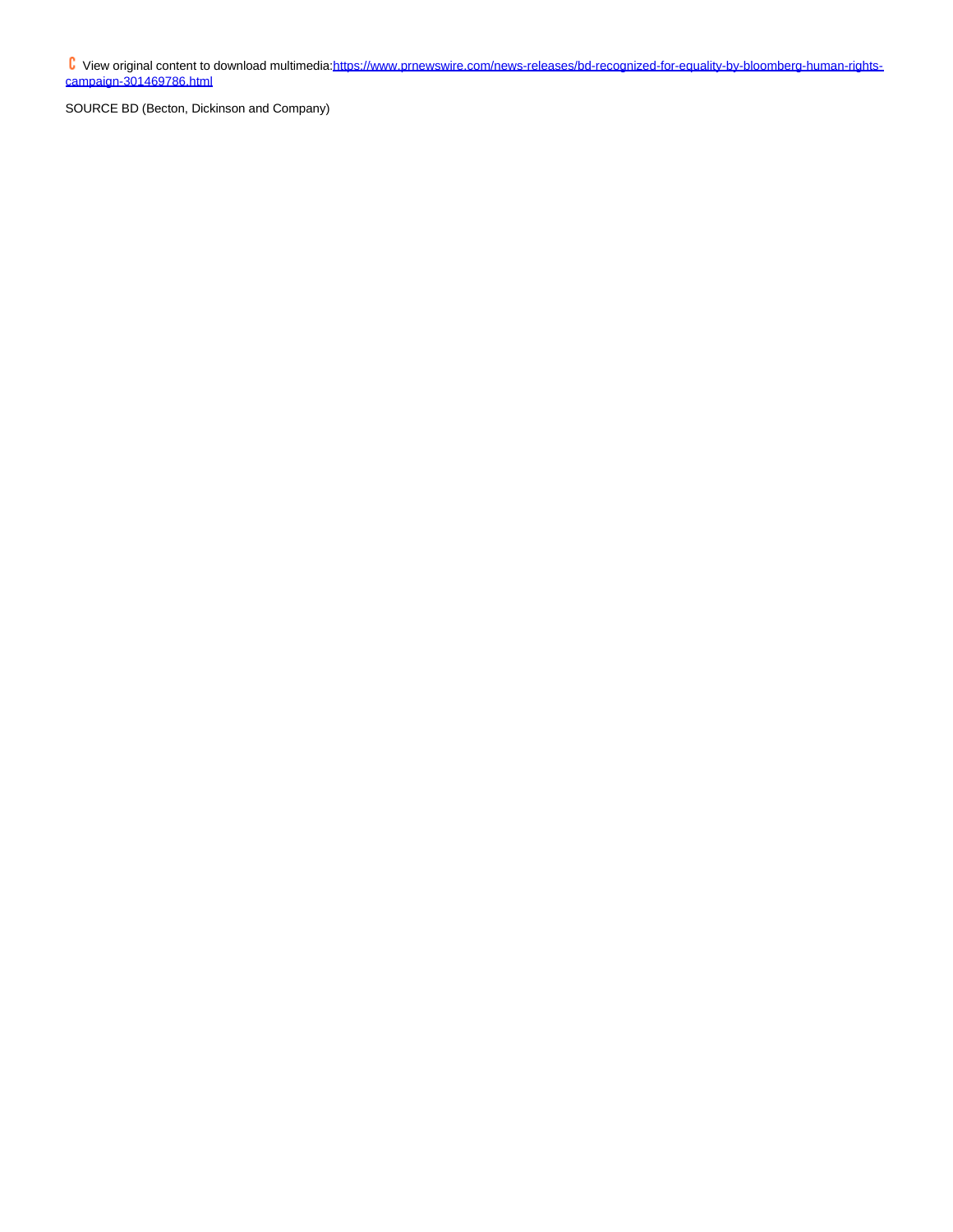View original content to download multimedia:[https://www.prnewswire.com/news-releases/bd-recognized-for-equality-by-bloomberg-human-rights-campaign-301469786.html](https://www.prnewswire.com/news-releases/bd-recognized-for-equality-by-bloomberg-human-rights-campaign-301469786.html)

SOURCE BD (Becton, Dickinson and Company)